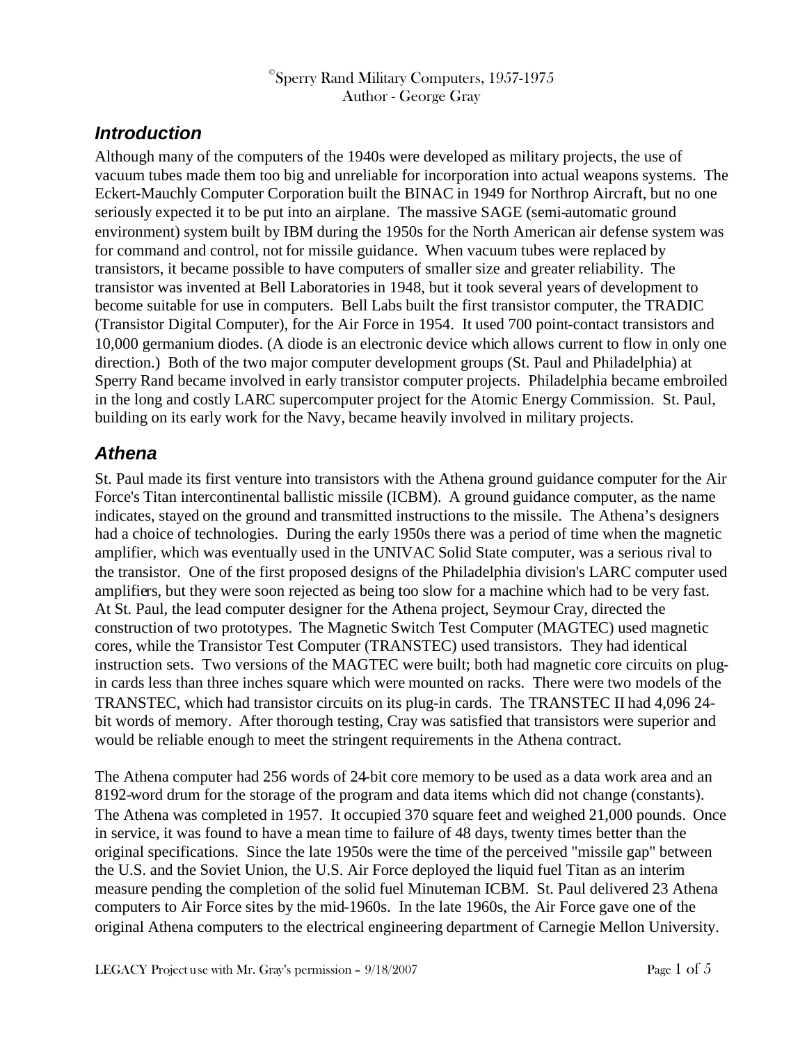©Sperry Rand Military Computers, 1957-1975
Author - George Gray

## Introduction

Although many of the computers of the 1940s were developed as military projects, the use of vacuum tubes made them too big and unreliable for incorporation into actual weapons systems. The Eckert-Mauchly Computer Corporation built the BINAC in 1949 for Northrop Aircraft, but no one seriously expected it to be put into an airplane. The massive SAGE (semi-automatic ground environment) system built by IBM during the 1950s for the North American air defense system was for command and control, not for missile guidance. When vacuum tubes were replaced by transistors, it became possible to have computers of smaller size and greater reliability. The transistor was invented at Bell Laboratories in 1948, but it took several years of development to become suitable for use in computers. Bell Labs built the first transistor computer, the TRADIC (Transistor Digital Computer), for the Air Force in 1954. It used 700 point-contact transistors and 10,000 germanium diodes. (A diode is an electronic device which allows current to flow in only one direction.) Both of the two major computer development groups (St. Paul and Philadelphia) at Sperry Rand became involved in early transistor computer projects. Philadelphia became embroiled in the long and costly LARC supercomputer project for the Atomic Energy Commission. St. Paul, building on its early work for the Navy, became heavily involved in military projects.

## Athena

St. Paul made its first venture into transistors with the Athena ground guidance computer for the Air Force's Titan intercontinental ballistic missile (ICBM). A ground guidance computer, as the name indicates, stayed on the ground and transmitted instructions to the missile. The Athena's designers had a choice of technologies. During the early 1950s there was a period of time when the magnetic amplifier, which was eventually used in the UNIVAC Solid State computer, was a serious rival to the transistor. One of the first proposed designs of the Philadelphia division's LARC computer used amplifiers, but they were soon rejected as being too slow for a machine which had to be very fast. At St. Paul, the lead computer designer for the Athena project, Seymour Cray, directed the construction of two prototypes. The Magnetic Switch Test Computer (MAGTEC) used magnetic cores, while the Transistor Test Computer (TRANSTEC) used transistors. They had identical instruction sets. Two versions of the MAGTEC were built; both had magnetic core circuits on plug-in cards less than three inches square which were mounted on racks. There were two models of the TRANSTEC, which had transistor circuits on its plug-in cards. The TRANSTEC II had 4,096 24-bit words of memory. After thorough testing, Cray was satisfied that transistors were superior and would be reliable enough to meet the stringent requirements in the Athena contract.

The Athena computer had 256 words of 24-bit core memory to be used as a data work area and an 8192-word drum for the storage of the program and data items which did not change (constants). The Athena was completed in 1957. It occupied 370 square feet and weighed 21,000 pounds. Once in service, it was found to have a mean time to failure of 48 days, twenty times better than the original specifications. Since the late 1950s were the time of the perceived "missile gap" between the U.S. and the Soviet Union, the U.S. Air Force deployed the liquid fuel Titan as an interim measure pending the completion of the solid fuel Minuteman ICBM. St. Paul delivered 23 Athena computers to Air Force sites by the mid-1960s. In the late 1960s, the Air Force gave one of the original Athena computers to the electrical engineering department of Carnegie Mellon University.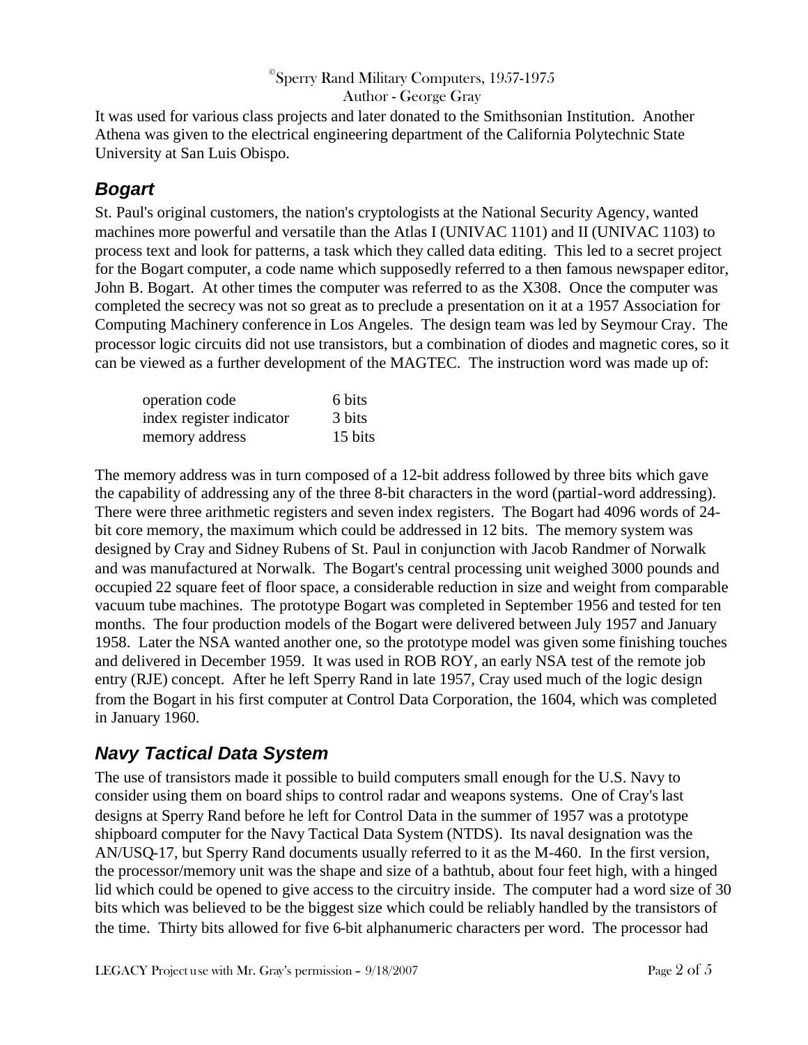It was used for various class projects and later donated to the Smithsonian Institution. Another Athena was given to the electrical engineering department of the California Polytechnic State University at San Luis Obispo.

## *Bogart*

St. Paul's original customers, the nation's cryptologists at the National Security Agency, wanted machines more powerful and versatile than the Atlas I (UNIVAC 1101) and II (UNIVAC 1103) to process text and look for patterns, a task which they called data editing. This led to a secret project for the Bogart computer, a code name which supposedly referred to a then famous newspaper editor, John B. Bogart. At other times the computer was referred to as the X308. Once the computer was completed the secrecy was not so great as to preclude a presentation on it at a 1957 Association for Computing Machinery conference in Los Angeles. The design team was led by Seymour Cray. The processor logic circuits did not use transistors, but a combination of diodes and magnetic cores, so it can be viewed as a further development of the MAGTEC. The instruction word was made up of:

| | |
|---|---|
| operation code | 6 bits |
| index register indicator | 3 bits |
| memory address | 15 bits |

The memory address was in turn composed of a 12-bit address followed by three bits which gave the capability of addressing any of the three 8-bit characters in the word (partial-word addressing). There were three arithmetic registers and seven index registers. The Bogart had 4096 words of 24-bit core memory, the maximum which could be addressed in 12 bits. The memory system was designed by Cray and Sidney Rubens of St. Paul in conjunction with Jacob Randmer of Norwalk and was manufactured at Norwalk. The Bogart's central processing unit weighed 3000 pounds and occupied 22 square feet of floor space, a considerable reduction in size and weight from comparable vacuum tube machines. The prototype Bogart was completed in September 1956 and tested for ten months. The four production models of the Bogart were delivered between July 1957 and January 1958. Later the NSA wanted another one, so the prototype model was given some finishing touches and delivered in December 1959. It was used in ROB ROY, an early NSA test of the remote job entry (RJE) concept. After he left Sperry Rand in late 1957, Cray used much of the logic design from the Bogart in his first computer at Control Data Corporation, the 1604, which was completed in January 1960.

## *Navy Tactical Data System*

The use of transistors made it possible to build computers small enough for the U.S. Navy to consider using them on board ships to control radar and weapons systems. One of Cray's last designs at Sperry Rand before he left for Control Data in the summer of 1957 was a prototype shipboard computer for the Navy Tactical Data System (NTDS). Its naval designation was the AN/USQ-17, but Sperry Rand documents usually referred to it as the M-460. In the first version, the processor/memory unit was the shape and size of a bathtub, about four feet high, with a hinged lid which could be opened to give access to the circuitry inside. The computer had a word size of 30 bits which was believed to be the biggest size which could be reliably handled by the transistors of the time. Thirty bits allowed for five 6-bit alphanumeric characters per word. The processor had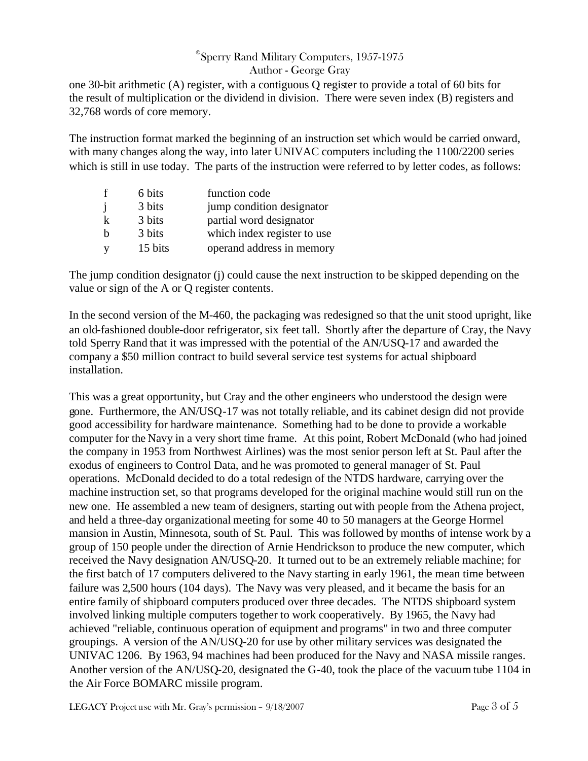one 30-bit arithmetic (A) register, with a contiguous Q register to provide a total of 60 bits for the result of multiplication or the dividend in division. There were seven index (B) registers and 32,768 words of core memory.

The instruction format marked the beginning of an instruction set which would be carried onward, with many changes along the way, into later UNIVAC computers including the 1100/2200 series which is still in use today. The parts of the instruction were referred to by letter codes, as follows:

| | | |
|---|---|---|
| f | 6 bits | function code |
| j | 3 bits | jump condition designator |
| k | 3 bits | partial word designator |
| b | 3 bits | which index register to use |
| y | 15 bits | operand address in memory |

The jump condition designator (j) could cause the next instruction to be skipped depending on the value or sign of the A or Q register contents.

In the second version of the M-460, the packaging was redesigned so that the unit stood upright, like an old-fashioned double-door refrigerator, six feet tall. Shortly after the departure of Cray, the Navy told Sperry Rand that it was impressed with the potential of the AN/USQ-17 and awarded the company a $50 million contract to build several service test systems for actual shipboard installation.

This was a great opportunity, but Cray and the other engineers who understood the design were gone. Furthermore, the AN/USQ-17 was not totally reliable, and its cabinet design did not provide good accessibility for hardware maintenance. Something had to be done to provide a workable computer for the Navy in a very short time frame. At this point, Robert McDonald (who had joined the company in 1953 from Northwest Airlines) was the most senior person left at St. Paul after the exodus of engineers to Control Data, and he was promoted to general manager of St. Paul operations. McDonald decided to do a total redesign of the NTDS hardware, carrying over the machine instruction set, so that programs developed for the original machine would still run on the new one. He assembled a new team of designers, starting out with people from the Athena project, and held a three-day organizational meeting for some 40 to 50 managers at the George Hormel mansion in Austin, Minnesota, south of St. Paul. This was followed by months of intense work by a group of 150 people under the direction of Arnie Hendrickson to produce the new computer, which received the Navy designation AN/USQ-20. It turned out to be an extremely reliable machine; for the first batch of 17 computers delivered to the Navy starting in early 1961, the mean time between failure was 2,500 hours (104 days). The Navy was very pleased, and it became the basis for an entire family of shipboard computers produced over three decades. The NTDS shipboard system involved linking multiple computers together to work cooperatively. By 1965, the Navy had achieved "reliable, continuous operation of equipment and programs" in two and three computer groupings. A version of the AN/USQ-20 for use by other military services was designated the UNIVAC 1206. By 1963, 94 machines had been produced for the Navy and NASA missile ranges. Another version of the AN/USQ-20, designated the G-40, took the place of the vacuum tube 1104 in the Air Force BOMARC missile program.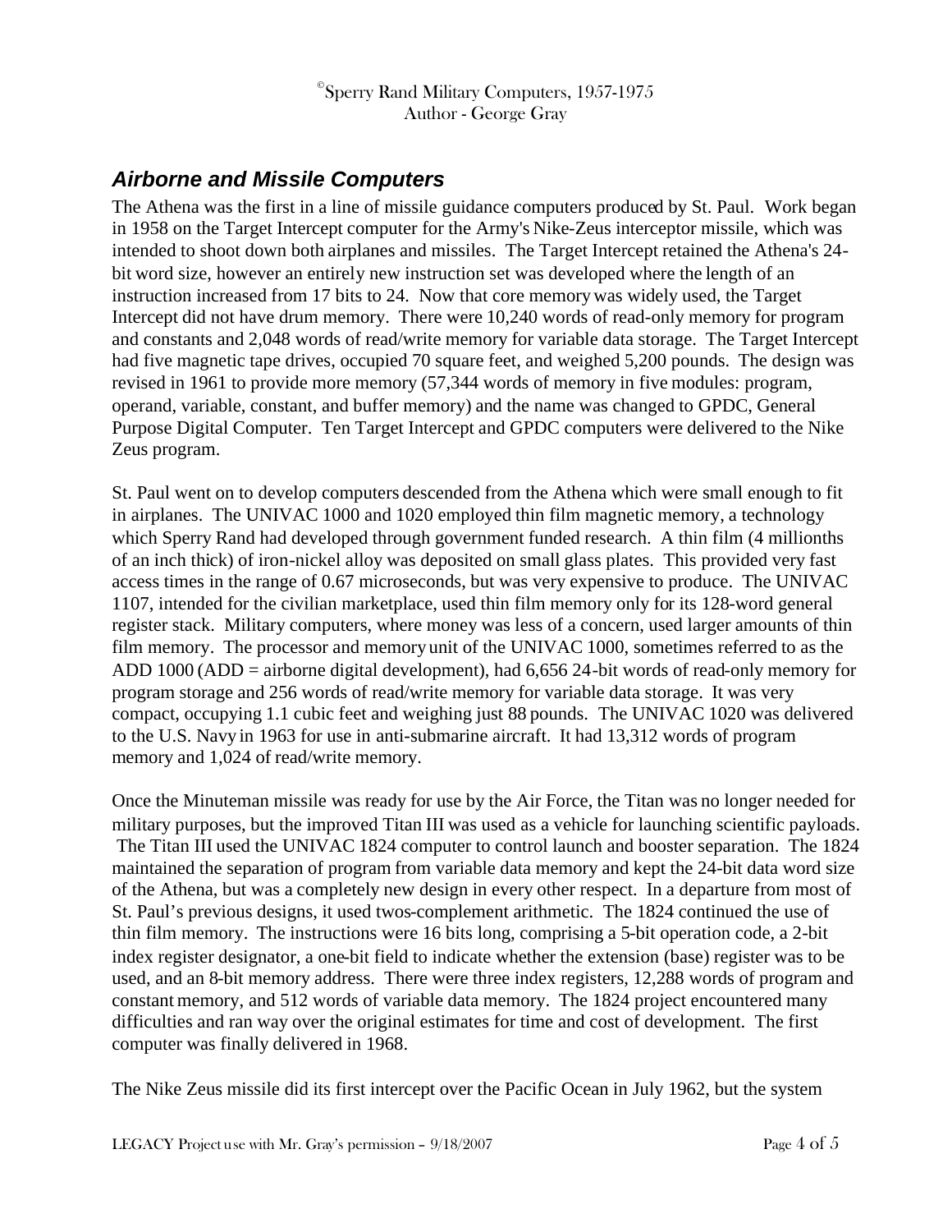## *Airborne and Missile Computers*

The Athena was the first in a line of missile guidance computers produced by St. Paul. Work began in 1958 on the Target Intercept computer for the Army's Nike-Zeus interceptor missile, which was intended to shoot down both airplanes and missiles. The Target Intercept retained the Athena's 24-bit word size, however an entirely new instruction set was developed where the length of an instruction increased from 17 bits to 24. Now that core memory was widely used, the Target Intercept did not have drum memory. There were 10,240 words of read-only memory for program and constants and 2,048 words of read/write memory for variable data storage. The Target Intercept had five magnetic tape drives, occupied 70 square feet, and weighed 5,200 pounds. The design was revised in 1961 to provide more memory (57,344 words of memory in five modules: program, operand, variable, constant, and buffer memory) and the name was changed to GPDC, General Purpose Digital Computer. Ten Target Intercept and GPDC computers were delivered to the Nike Zeus program.

St. Paul went on to develop computers descended from the Athena which were small enough to fit in airplanes. The UNIVAC 1000 and 1020 employed thin film magnetic memory, a technology which Sperry Rand had developed through government funded research. A thin film (4 millionths of an inch thick) of iron-nickel alloy was deposited on small glass plates. This provided very fast access times in the range of 0.67 microseconds, but was very expensive to produce. The UNIVAC 1107, intended for the civilian marketplace, used thin film memory only for its 128-word general register stack. Military computers, where money was less of a concern, used larger amounts of thin film memory. The processor and memory unit of the UNIVAC 1000, sometimes referred to as the ADD 1000 (ADD = airborne digital development), had 6,656 24-bit words of read-only memory for program storage and 256 words of read/write memory for variable data storage. It was very compact, occupying 1.1 cubic feet and weighing just 88 pounds. The UNIVAC 1020 was delivered to the U.S. Navy in 1963 for use in anti-submarine aircraft. It had 13,312 words of program memory and 1,024 of read/write memory.

Once the Minuteman missile was ready for use by the Air Force, the Titan was no longer needed for military purposes, but the improved Titan III was used as a vehicle for launching scientific payloads. The Titan III used the UNIVAC 1824 computer to control launch and booster separation. The 1824 maintained the separation of program from variable data memory and kept the 24-bit data word size of the Athena, but was a completely new design in every other respect. In a departure from most of St. Paul's previous designs, it used twos-complement arithmetic. The 1824 continued the use of thin film memory. The instructions were 16 bits long, comprising a 5-bit operation code, a 2-bit index register designator, a one-bit field to indicate whether the extension (base) register was to be used, and an 8-bit memory address. There were three index registers, 12,288 words of program and constant memory, and 512 words of variable data memory. The 1824 project encountered many difficulties and ran way over the original estimates for time and cost of development. The first computer was finally delivered in 1968.

The Nike Zeus missile did its first intercept over the Pacific Ocean in July 1962, but the system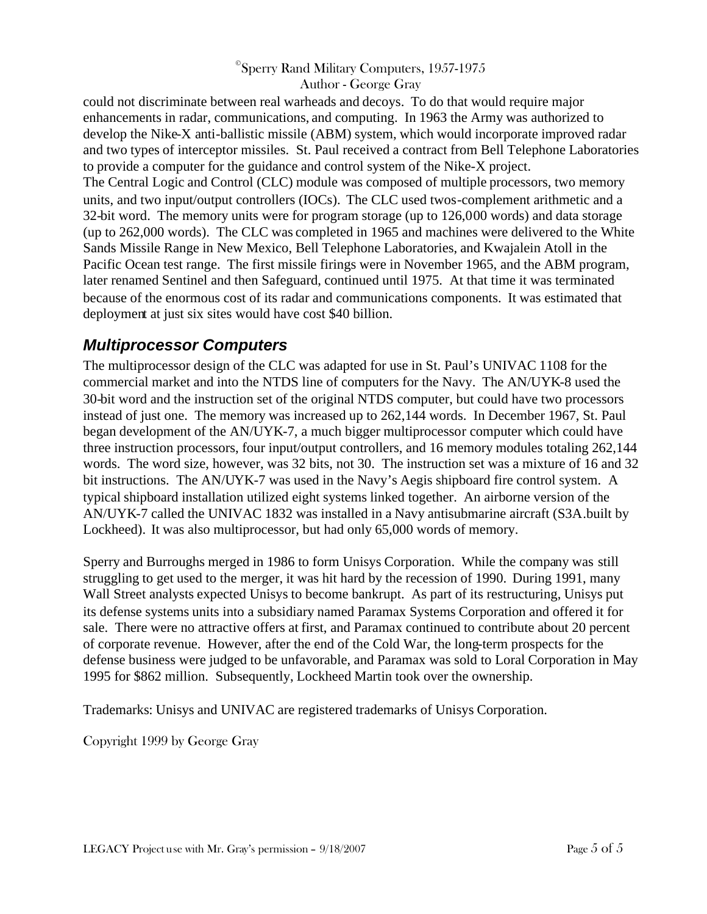could not discriminate between real warheads and decoys. To do that would require major enhancements in radar, communications, and computing. In 1963 the Army was authorized to develop the Nike-X anti-ballistic missile (ABM) system, which would incorporate improved radar and two types of interceptor missiles. St. Paul received a contract from Bell Telephone Laboratories to provide a computer for the guidance and control system of the Nike-X project.

The Central Logic and Control (CLC) module was composed of multiple processors, two memory units, and two input/output controllers (IOCs). The CLC used twos-complement arithmetic and a 32-bit word. The memory units were for program storage (up to 126,000 words) and data storage (up to 262,000 words). The CLC was completed in 1965 and machines were delivered to the White Sands Missile Range in New Mexico, Bell Telephone Laboratories, and Kwajalein Atoll in the Pacific Ocean test range. The first missile firings were in November 1965, and the ABM program, later renamed Sentinel and then Safeguard, continued until 1975. At that time it was terminated because of the enormous cost of its radar and communications components. It was estimated that deployment at just six sites would have cost $40 billion.

## *Multiprocessor Computers*

The multiprocessor design of the CLC was adapted for use in St. Paul's UNIVAC 1108 for the commercial market and into the NTDS line of computers for the Navy. The AN/UYK-8 used the 30-bit word and the instruction set of the original NTDS computer, but could have two processors instead of just one. The memory was increased up to 262,144 words. In December 1967, St. Paul began development of the AN/UYK-7, a much bigger multiprocessor computer which could have three instruction processors, four input/output controllers, and 16 memory modules totaling 262,144 words. The word size, however, was 32 bits, not 30. The instruction set was a mixture of 16 and 32 bit instructions. The AN/UYK-7 was used in the Navy's Aegis shipboard fire control system. A typical shipboard installation utilized eight systems linked together. An airborne version of the AN/UYK-7 called the UNIVAC 1832 was installed in a Navy antisubmarine aircraft (S3A.built by Lockheed). It was also multiprocessor, but had only 65,000 words of memory.

Sperry and Burroughs merged in 1986 to form Unisys Corporation. While the company was still struggling to get used to the merger, it was hit hard by the recession of 1990. During 1991, many Wall Street analysts expected Unisys to become bankrupt. As part of its restructuring, Unisys put its defense systems units into a subsidiary named Paramax Systems Corporation and offered it for sale. There were no attractive offers at first, and Paramax continued to contribute about 20 percent of corporate revenue. However, after the end of the Cold War, the long-term prospects for the defense business were judged to be unfavorable, and Paramax was sold to Loral Corporation in May 1995 for $862 million. Subsequently, Lockheed Martin took over the ownership.

Trademarks: Unisys and UNIVAC are registered trademarks of Unisys Corporation.

Copyright 1999 by George Gray